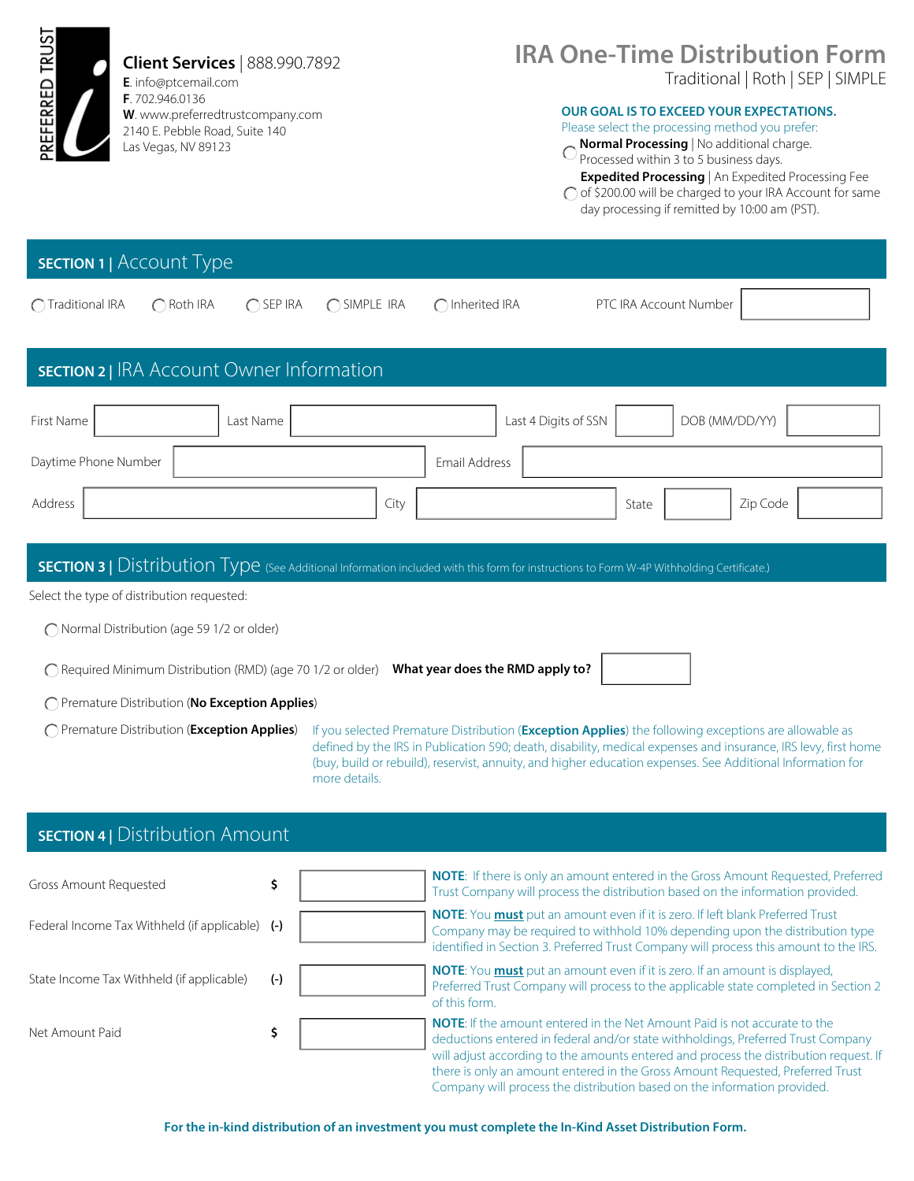PREFERRED TRUST

**Client Services** | 888.990.7892
**E**. info@ptcemail.com
**F**. 702.946.0136
**W**. www.preferredtrustcompany.com
2140 E. Pebble Road, Suite 140
Las Vegas, NV 89123

# IRA One-Time Distribution Form

Traditional | Roth | SEP | SIMPLE

**OUR GOAL IS TO EXCEED YOUR EXPECTATIONS.**
Please select the processing method you prefer:

- ◯ **Normal Processing** | No additional charge. Processed within 3 to 5 business days.
- ◯ **Expedited Processing** | An Expedited Processing Fee of $200.00 will be charged to your IRA Account for same day processing if remitted by 10:00 am (PST).

## SECTION 1 | Account Type

◯ Traditional IRA ◯ Roth IRA ◯ SEP IRA ◯ SIMPLE IRA ◯ Inherited IRA

PTC IRA Account Number ________

## SECTION 2 | IRA Account Owner Information

First Name ________ Last Name ________ Last 4 Digits of SSN ________ DOB (MM/DD/YY) ________

Daytime Phone Number ________ Email Address ________

Address ________ City ________ State ________ Zip Code ________

## SECTION 3 | Distribution Type (See Additional Information included with this form for instructions to Form W-4P Withholding Certificate.)

Select the type of distribution requested:

- ◯ Normal Distribution (age 59 1/2 or older)
- ◯ Required Minimum Distribution (RMD) (age 70 1/2 or older) **What year does the RMD apply to?** ________
- ◯ Premature Distribution (**No Exception Applies**)
- ◯ Premature Distribution (**Exception Applies**)

If you selected Premature Distribution (**Exception Applies**) the following exceptions are allowable as defined by the IRS in Publication 590; death, disability, medical expenses and insurance, IRS levy, first home (buy, build or rebuild), reservist, annuity, and higher education expenses. See Additional Information for more details.

## SECTION 4 | Distribution Amount

| | | | |
|---|---|---|---|
| Gross Amount Requested | $ | | **NOTE**: If there is only an amount entered in the Gross Amount Requested, Preferred Trust Company will process the distribution based on the information provided. |
| Federal Income Tax Withheld (if applicable) | (-) | | **NOTE**: You **must** put an amount even if it is zero. If left blank Preferred Trust Company may be required to withhold 10% depending upon the distribution type identified in Section 3. Preferred Trust Company will process this amount to the IRS. |
| State Income Tax Withheld (if applicable) | (-) | | **NOTE**: You **must** put an amount even if it is zero. If an amount is displayed, Preferred Trust Company will process to the applicable state completed in Section 2 of this form. |
| Net Amount Paid | $ | | **NOTE**: If the amount entered in the Net Amount Paid is not accurate to the deductions entered in federal and/or state withholdings, Preferred Trust Company will adjust according to the amounts entered and process the distribution request. If there is only an amount entered in the Gross Amount Requested, Preferred Trust Company will process the distribution based on the information provided. |

**For the in-kind distribution of an investment you must complete the In-Kind Asset Distribution Form.**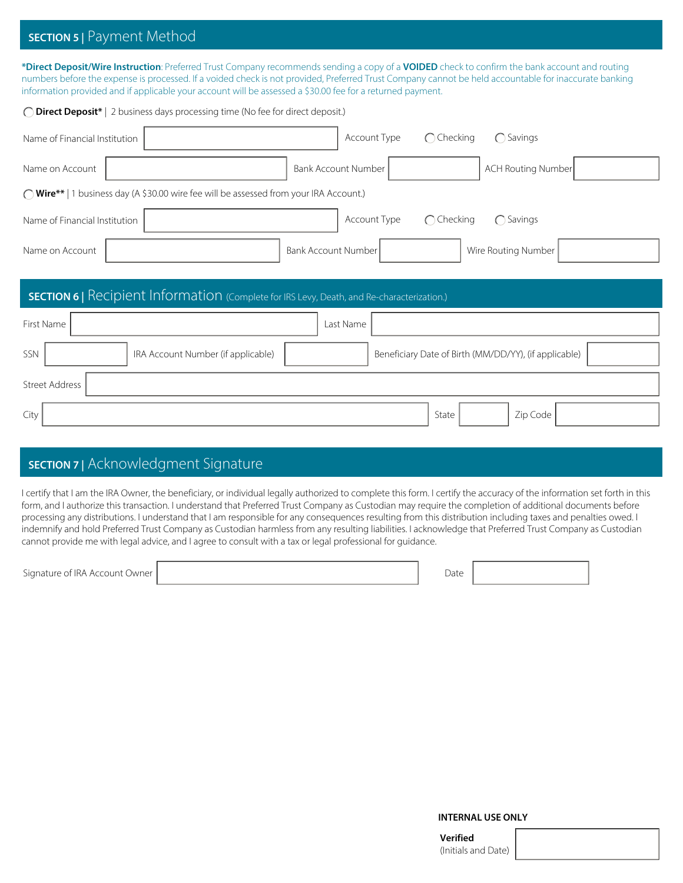## SECTION 5 | Payment Method

***Direct Deposit/Wire Instruction**: Preferred Trust Company recommends sending a copy of a **VOIDED** check to confirm the bank account and routing numbers before the expense is processed. If a voided check is not provided, Preferred Trust Company cannot be held accountable for inaccurate banking information provided and if applicable your account will be assessed a $30.00 fee for a returned payment.

◯ **Direct Deposit*** | 2 business days processing time (No fee for direct deposit.)

Name of Financial Institution ____________ Account Type ◯ Checking ◯ Savings

Name on Account ____________ Bank Account Number ____________ ACH Routing Number ____________

◯ **Wire**** | 1 business day (A $30.00 wire fee will be assessed from your IRA Account.)

Name of Financial Institution ____________ Account Type ◯ Checking ◯ Savings

Name on Account ____________ Bank Account Number ____________ Wire Routing Number ____________

## SECTION 6 | Recipient Information (Complete for IRS Levy, Death, and Re-characterization.)

First Name ____________ Last Name ____________

SSN ____________ IRA Account Number (if applicable) ____________ Beneficiary Date of Birth (MM/DD/YY), (if applicable) ____________

Street Address ____________

City ____________ State ____________ Zip Code ____________

## SECTION 7 | Acknowledgment Signature

I certify that I am the IRA Owner, the beneficiary, or individual legally authorized to complete this form. I certify the accuracy of the information set forth in this form, and I authorize this transaction. I understand that Preferred Trust Company as Custodian may require the completion of additional documents before processing any distributions. I understand that I am responsible for any consequences resulting from this distribution including taxes and penalties owed. I indemnify and hold Preferred Trust Company as Custodian harmless from any resulting liabilities. I acknowledge that Preferred Trust Company as Custodian cannot provide me with legal advice, and I agree to consult with a tax or legal professional for guidance.

Signature of IRA Account Owner ____________ Date ____________

**INTERNAL USE ONLY**

**Verified**
(Initials and Date) ____________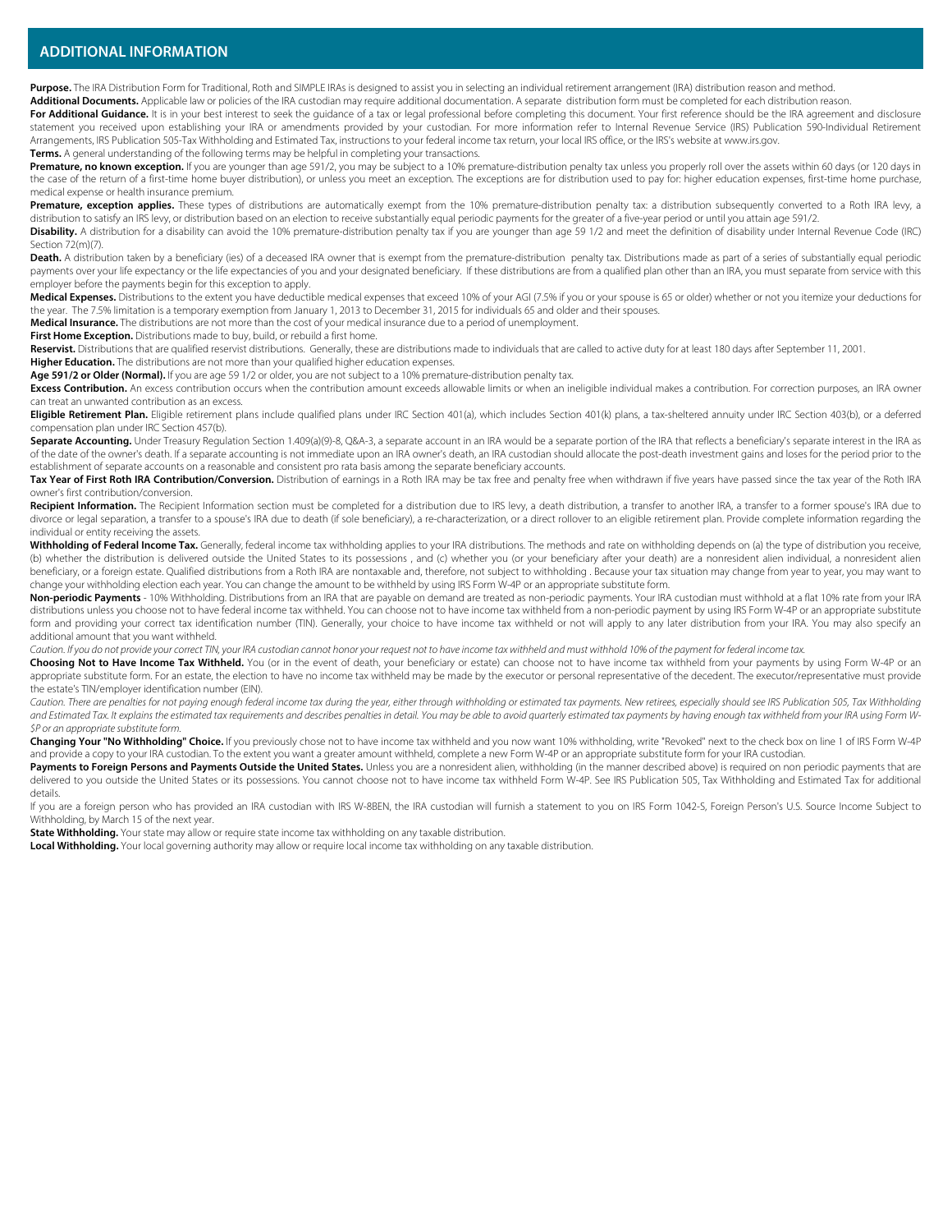## ADDITIONAL INFORMATION

**Purpose.** The IRA Distribution Form for Traditional, Roth and SIMPLE IRAs is designed to assist you in selecting an individual retirement arrangement (IRA) distribution reason and method.

**Additional Documents.** Applicable law or policies of the IRA custodian may require additional documentation. A separate distribution form must be completed for each distribution reason.

**For Additional Guidance.** It is in your best interest to seek the guidance of a tax or legal professional before completing this document. Your first reference should be the IRA agreement and disclosure statement you received upon establishing your IRA or amendments provided by your custodian. For more information refer to Internal Revenue Service (IRS) Publication 590-Individual Retirement Arrangements, IRS Publication 505-Tax Withholding and Estimated Tax, instructions to your federal income tax return, your local IRS office, or the IRS's website at www.irs.gov.

**Terms.** A general understanding of the following terms may be helpful in completing your transactions.

**Premature, no known exception.** If you are younger than age 591/2, you may be subject to a 10% premature-distribution penalty tax unless you properly roll over the assets within 60 days (or 120 days in the case of the return of a first-time home buyer distribution), or unless you meet an exception. The exceptions are for distribution used to pay for: higher education expenses, first-time home purchase, medical expense or health insurance premium.

**Premature, exception applies.** These types of distributions are automatically exempt from the 10% premature-distribution penalty tax: a distribution subsequently converted to a Roth IRA levy, a distribution to satisfy an IRS levy, or distribution based on an election to receive substantially equal periodic payments for the greater of a five-year period or until you attain age 591/2.

**Disability.** A distribution for a disability can avoid the 10% premature-distribution penalty tax if you are younger than age 59 1/2 and meet the definition of disability under Internal Revenue Code (IRC) Section 72(m)(7).

**Death.** A distribution taken by a beneficiary (ies) of a deceased IRA owner that is exempt from the premature-distribution penalty tax. Distributions made as part of a series of substantially equal periodic payments over your life expectancy or the life expectancies of you and your designated beneficiary. If these distributions are from a qualified plan other than an IRA, you must separate from service with this employer before the payments begin for this exception to apply.

**Medical Expenses.** Distributions to the extent you have deductible medical expenses that exceed 10% of your AGI (7.5% if you or your spouse is 65 or older) whether or not you itemize your deductions for the year. The 7.5% limitation is a temporary exemption from January 1, 2013 to December 31, 2015 for individuals 65 and older and their spouses.

**Medical Insurance.** The distributions are not more than the cost of your medical insurance due to a period of unemployment.

**First Home Exception.** Distributions made to buy, build, or rebuild a first home.

**Reservist.** Distributions that are qualified reservist distributions. Generally, these are distributions made to individuals that are called to active duty for at least 180 days after September 11, 2001.

**Higher Education.** The distributions are not more than your qualified higher education expenses.

**Age 591/2 or Older (Normal).** If you are age 59 1/2 or older, you are not subject to a 10% premature-distribution penalty tax.

**Excess Contribution.** An excess contribution occurs when the contribution amount exceeds allowable limits or when an ineligible individual makes a contribution. For correction purposes, an IRA owner can treat an unwanted contribution as an excess.

**Eligible Retirement Plan.** Eligible retirement plans include qualified plans under IRC Section 401(a), which includes Section 401(k) plans, a tax-sheltered annuity under IRC Section 403(b), or a deferred compensation plan under IRC Section 457(b).

**Separate Accounting.** Under Treasury Regulation Section 1.409(a)(9)-8, Q&A-3, a separate account in an IRA would be a separate portion of the IRA that reflects a beneficiary's separate interest in the IRA as of the date of the owner's death. If a separate accounting is not immediate upon an IRA owner's death, an IRA custodian should allocate the post-death investment gains and loses for the period prior to the establishment of separate accounts on a reasonable and consistent pro rata basis among the separate beneficiary accounts.

**Tax Year of First Roth IRA Contribution/Conversion.** Distribution of earnings in a Roth IRA may be tax free and penalty free when withdrawn if five years have passed since the tax year of the Roth IRA owner's first contribution/conversion.

**Recipient Information.** The Recipient Information section must be completed for a distribution due to IRS levy, a death distribution, a transfer to another IRA, a transfer to a former spouse's IRA due to divorce or legal separation, a transfer to a spouse's IRA due to death (if sole beneficiary), a re-characterization, or a direct rollover to an eligible retirement plan. Provide complete information regarding the individual or entity receiving the assets.

**Withholding of Federal Income Tax.** Generally, federal income tax withholding applies to your IRA distributions. The methods and rate on withholding depends on (a) the type of distribution you receive, (b) whether the distribution is delivered outside the United States to its possessions , and (c) whether you (or your beneficiary after your death) are a nonresident alien individual, a nonresident alien beneficiary, or a foreign estate. Qualified distributions from a Roth IRA are nontaxable and, therefore, not subject to withholding . Because your tax situation may change from year to year, you may want to change your withholding election each year. You can change the amount to be withheld by using IRS Form W-4P or an appropriate substitute form.

**Non-periodic Payments** - 10% Withholding. Distributions from an IRA that are payable on demand are treated as non-periodic payments. Your IRA custodian must withhold at a flat 10% rate from your IRA distributions unless you choose not to have federal income tax withheld. You can choose not to have income tax withheld from a non-periodic payment by using IRS Form W-4P or an appropriate substitute form and providing your correct tax identification number (TIN). Generally, your choice to have income tax withheld or not will apply to any later distribution from your IRA. You may also specify an additional amount that you want withheld.

*Caution. If you do not provide your correct TIN, your IRA custodian cannot honor your request not to have income tax withheld and must withhold 10% of the payment for federal income tax.*

**Choosing Not to Have Income Tax Withheld.** You (or in the event of death, your beneficiary or estate) can choose not to have income tax withheld from your payments by using Form W-4P or an appropriate substitute form. For an estate, the election to have no income tax withheld may be made by the executor or personal representative of the decedent. The executor/representative must provide the estate's TIN/employer identification number (EIN).

*Caution. There are penalties for not paying enough federal income tax during the year, either through withholding or estimated tax payments. New retirees, especially should see IRS Publication 505, Tax Withholding and Estimated Tax. It explains the estimated tax requirements and describes penalties in detail. You may be able to avoid quarterly estimated tax payments by having enough tax withheld from your IRA using Form W-$P or an appropriate substitute form.*

**Changing Your "No Withholding" Choice.** If you previously chose not to have income tax withheld and you now want 10% withholding, write "Revoked" next to the check box on line 1 of IRS Form W-4P and provide a copy to your IRA custodian. To the extent you want a greater amount withheld, complete a new Form W-4P or an appropriate substitute form for your IRA custodian.

**Payments to Foreign Persons and Payments Outside the United States.** Unless you are a nonresident alien, withholding (in the manner described above) is required on non periodic payments that are delivered to you outside the United States or its possessions. You cannot choose not to have income tax withheld Form W-4P. See IRS Publication 505, Tax Withholding and Estimated Tax for additional details.

If you are a foreign person who has provided an IRA custodian with IRS W-8BEN, the IRA custodian will furnish a statement to you on IRS Form 1042-S, Foreign Person's U.S. Source Income Subject to Withholding, by March 15 of the next year.

**State Withholding.** Your state may allow or require state income tax withholding on any taxable distribution.

**Local Withholding.** Your local governing authority may allow or require local income tax withholding on any taxable distribution.